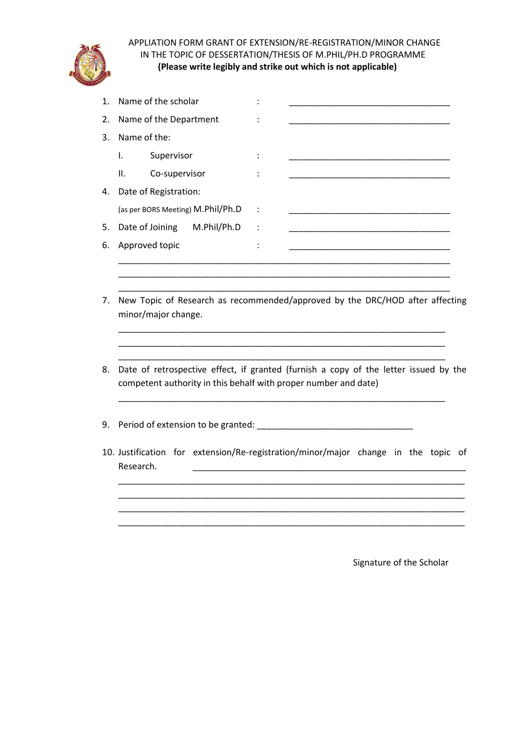# APPLIATION FORM GRANT OF EXTENSION/RE-REGISTRATION/MINOR CHANGE IN THE TOPIC OF DESSERTATION/THESIS OF M.PHIL/PH.D PROGRAMME

**(Please write legibly and strike out which is not applicable)**

1. Name of the scholar : ________________________________
2. Name of the Department : ________________________________
3. Name of the:
   - I. Supervisor : ________________________________
   - II. Co-supervisor : ________________________________
4. Date of Registration:
   (as per BORS Meeting) M.Phil/Ph.D : ________________________________
5. Date of Joining M.Phil/Ph.D : ________________________________
6. Approved topic : ________________________________
   ____________________________________________________________________
   ____________________________________________________________________
   ____________________________________________________________________
7. New Topic of Research as recommended/approved by the DRC/HOD after affecting minor/major change.
   ____________________________________________________________________
   ____________________________________________________________________
   ____________________________________________________________________
8. Date of retrospective effect, if granted (furnish a copy of the letter issued by the competent authority in this behalf with proper number and date)
   ____________________________________________________________________
9. Period of extension to be granted: ________________________________
10. Justification for extension/Re-registration/minor/major change in the topic of Research. ________________________________________________________
    ____________________________________________________________________
    ____________________________________________________________________
    ____________________________________________________________________
    ____________________________________________________________________

Signature of the Scholar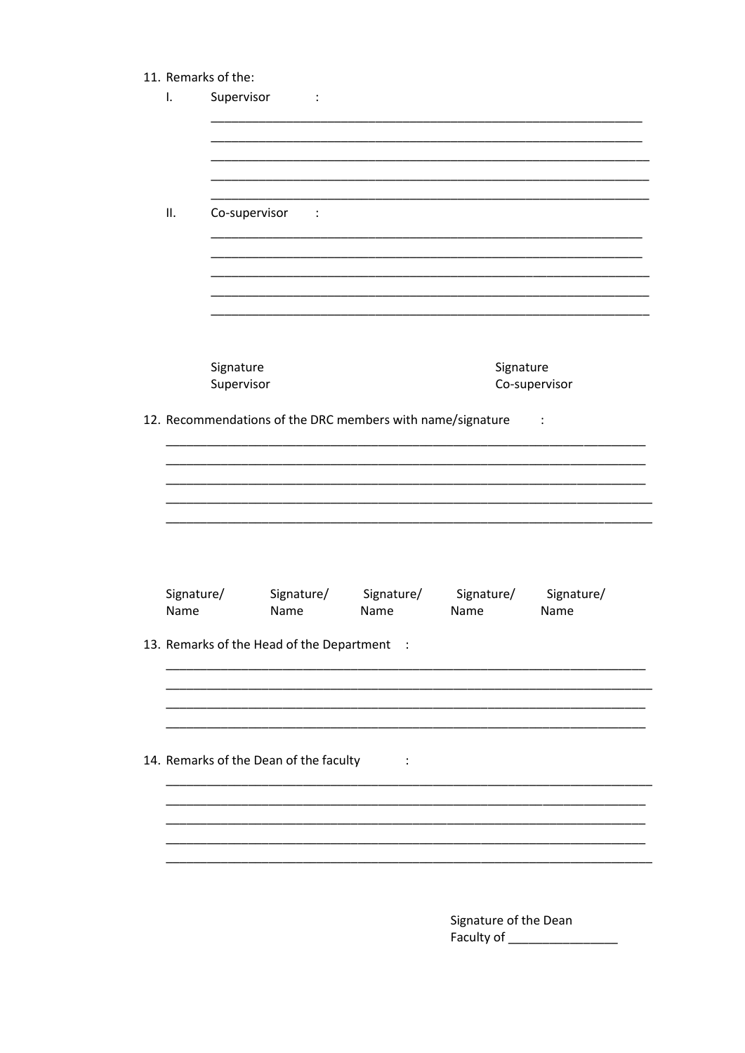11. Remarks of the:

    I. Supervisor :

    ______________________________________________________________

    ______________________________________________________________

    ______________________________________________________________

    ______________________________________________________________

    ______________________________________________________________

    II. Co-supervisor :

    ______________________________________________________________

    ______________________________________________________________

    ______________________________________________________________

    ______________________________________________________________

    ______________________________________________________________

    Signature
    Supervisor

    Signature
    Co-supervisor

12. Recommendations of the DRC members with name/signature :

    ______________________________________________________________

    ______________________________________________________________

    ______________________________________________________________

    ______________________________________________________________

    ______________________________________________________________

    Signature/ Name    Signature/ Name    Signature/ Name    Signature/ Name    Signature/ Name

13. Remarks of the Head of the Department :

    ______________________________________________________________

    ______________________________________________________________

    ______________________________________________________________

    ______________________________________________________________

14. Remarks of the Dean of the faculty :

    ______________________________________________________________

    ______________________________________________________________

    ______________________________________________________________

    ______________________________________________________________

    ______________________________________________________________

Signature of the Dean
Faculty of ________________